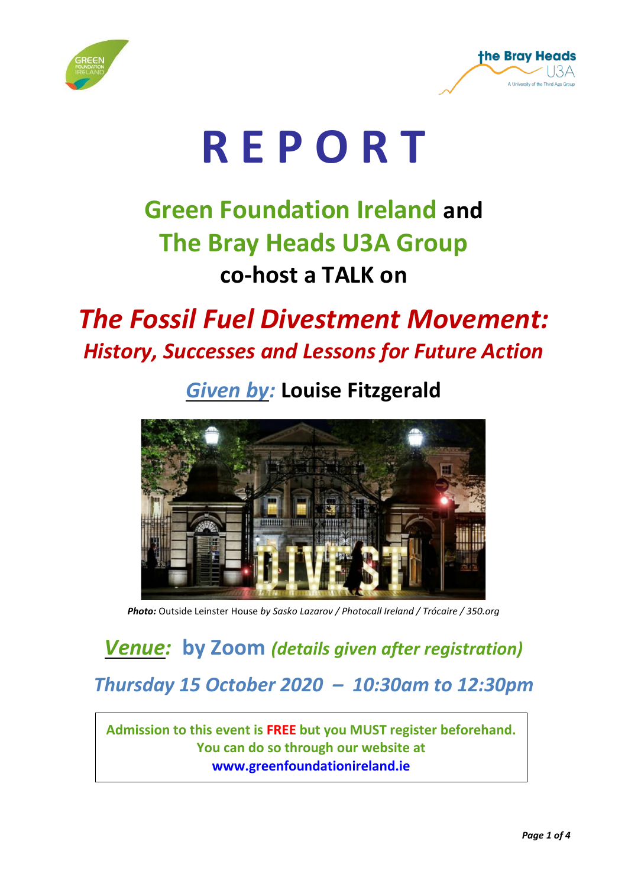# R E P O R T

## Green Foundation Ireland and The Bray Heads U3A Group co-host a TALK on

## *The Fossil Fuel Divestment Movement:*
### *History, Successes and Lessons for Future Action*

### *Given by:* Louise Fitzgerald

***Photo:*** Outside Leinster House *by Sasko Lazarov / Photocall Ireland / Trócaire / 350.org*

### *Venue:* by Zoom *(details given after registration)*

### *Thursday 15 October 2020 – 10:30am to 12:30pm*

**Admission to this event is FREE but you MUST register beforehand.**
**You can do so through our website at**
**www.greenfoundationireland.ie**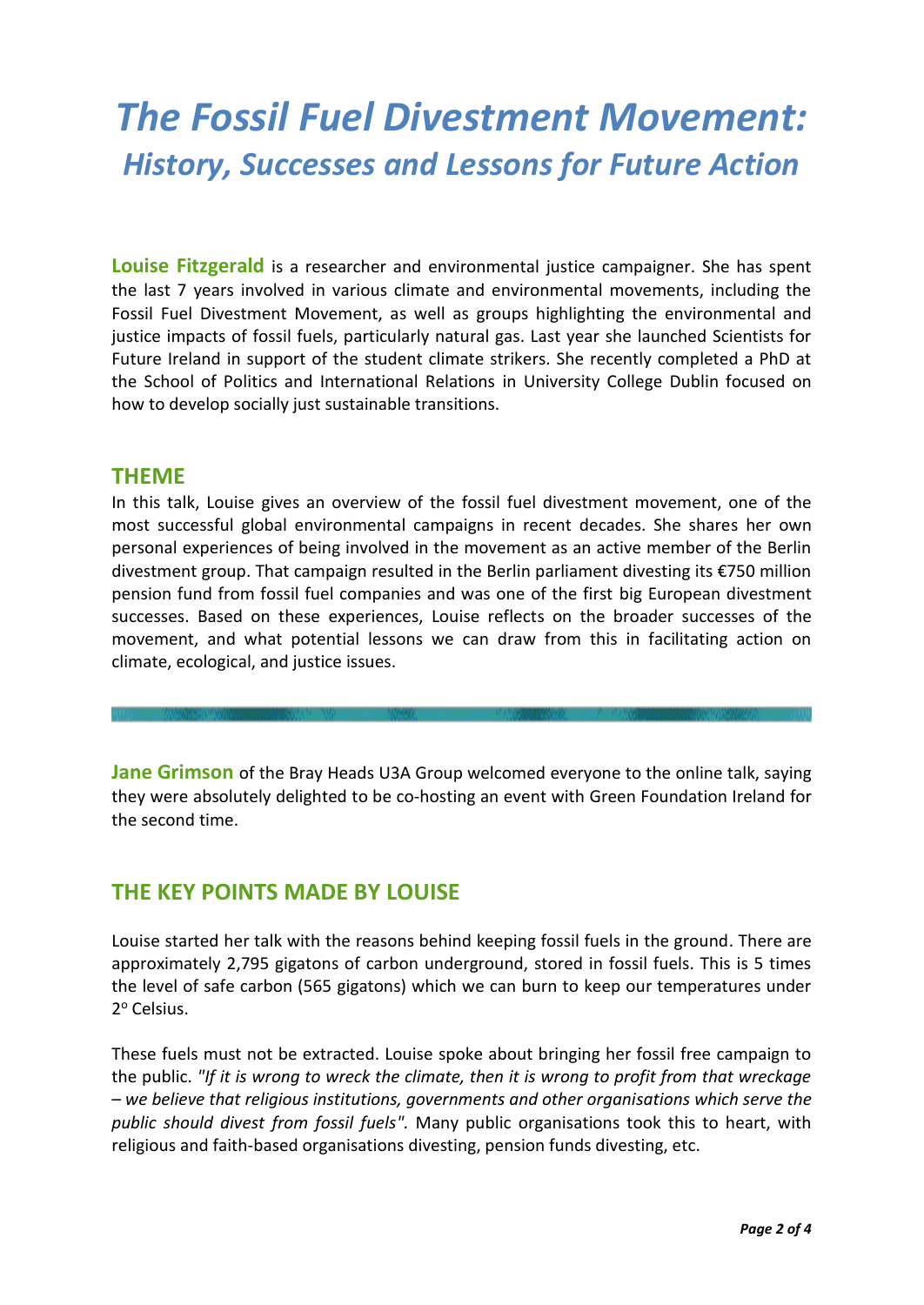# *The Fossil Fuel Divestment Movement:*
## *History, Successes and Lessons for Future Action*

**Louise Fitzgerald** is a researcher and environmental justice campaigner. She has spent the last 7 years involved in various climate and environmental movements, including the Fossil Fuel Divestment Movement, as well as groups highlighting the environmental and justice impacts of fossil fuels, particularly natural gas. Last year she launched Scientists for Future Ireland in support of the student climate strikers. She recently completed a PhD at the School of Politics and International Relations in University College Dublin focused on how to develop socially just sustainable transitions.

## THEME

In this talk, Louise gives an overview of the fossil fuel divestment movement, one of the most successful global environmental campaigns in recent decades. She shares her own personal experiences of being involved in the movement as an active member of the Berlin divestment group. That campaign resulted in the Berlin parliament divesting its €750 million pension fund from fossil fuel companies and was one of the first big European divestment successes. Based on these experiences, Louise reflects on the broader successes of the movement, and what potential lessons we can draw from this in facilitating action on climate, ecological, and justice issues.

---

**Jane Grimson** of the Bray Heads U3A Group welcomed everyone to the online talk, saying they were absolutely delighted to be co-hosting an event with Green Foundation Ireland for the second time.

## THE KEY POINTS MADE BY LOUISE

Louise started her talk with the reasons behind keeping fossil fuels in the ground. There are approximately 2,795 gigatons of carbon underground, stored in fossil fuels. This is 5 times the level of safe carbon (565 gigatons) which we can burn to keep our temperatures under 2° Celsius.

These fuels must not be extracted. Louise spoke about bringing her fossil free campaign to the public. *"If it is wrong to wreck the climate, then it is wrong to profit from that wreckage – we believe that religious institutions, governments and other organisations which serve the public should divest from fossil fuels".* Many public organisations took this to heart, with religious and faith-based organisations divesting, pension funds divesting, etc.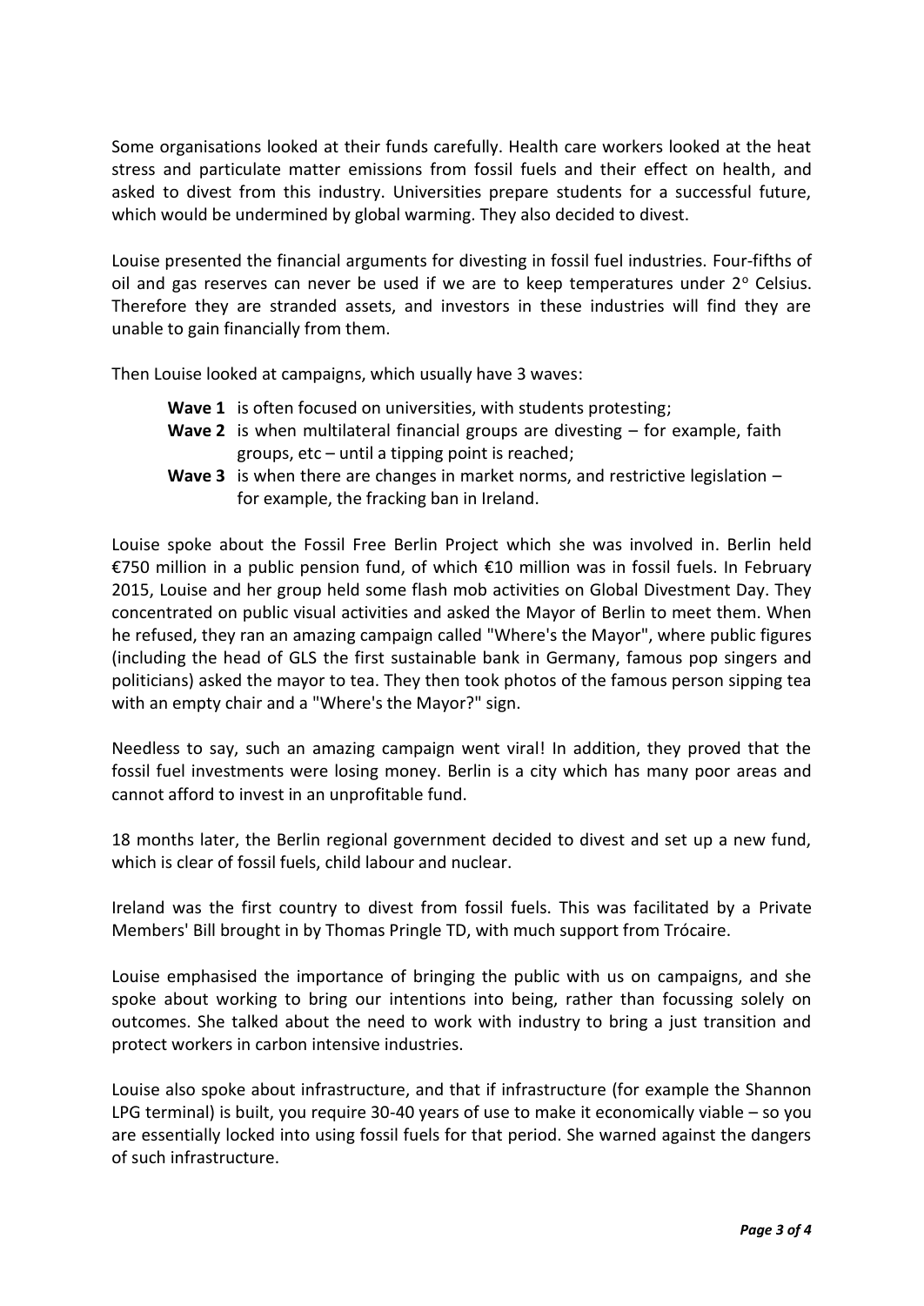Some organisations looked at their funds carefully. Health care workers looked at the heat stress and particulate matter emissions from fossil fuels and their effect on health, and asked to divest from this industry. Universities prepare students for a successful future, which would be undermined by global warming. They also decided to divest.

Louise presented the financial arguments for divesting in fossil fuel industries. Four-fifths of oil and gas reserves can never be used if we are to keep temperatures under $2^{o}$ Celsius. Therefore they are stranded assets, and investors in these industries will find they are unable to gain financially from them.

Then Louise looked at campaigns, which usually have 3 waves:

- **Wave 1** is often focused on universities, with students protesting;
- **Wave 2** is when multilateral financial groups are divesting – for example, faith groups, etc – until a tipping point is reached;
- **Wave 3** is when there are changes in market norms, and restrictive legislation – for example, the fracking ban in Ireland.

Louise spoke about the Fossil Free Berlin Project which she was involved in. Berlin held €750 million in a public pension fund, of which €10 million was in fossil fuels. In February 2015, Louise and her group held some flash mob activities on Global Divestment Day. They concentrated on public visual activities and asked the Mayor of Berlin to meet them. When he refused, they ran an amazing campaign called "Where's the Mayor", where public figures (including the head of GLS the first sustainable bank in Germany, famous pop singers and politicians) asked the mayor to tea. They then took photos of the famous person sipping tea with an empty chair and a "Where's the Mayor?" sign.

Needless to say, such an amazing campaign went viral! In addition, they proved that the fossil fuel investments were losing money. Berlin is a city which has many poor areas and cannot afford to invest in an unprofitable fund.

18 months later, the Berlin regional government decided to divest and set up a new fund, which is clear of fossil fuels, child labour and nuclear.

Ireland was the first country to divest from fossil fuels. This was facilitated by a Private Members' Bill brought in by Thomas Pringle TD, with much support from Trócaire.

Louise emphasised the importance of bringing the public with us on campaigns, and she spoke about working to bring our intentions into being, rather than focussing solely on outcomes. She talked about the need to work with industry to bring a just transition and protect workers in carbon intensive industries.

Louise also spoke about infrastructure, and that if infrastructure (for example the Shannon LPG terminal) is built, you require 30-40 years of use to make it economically viable – so you are essentially locked into using fossil fuels for that period. She warned against the dangers of such infrastructure.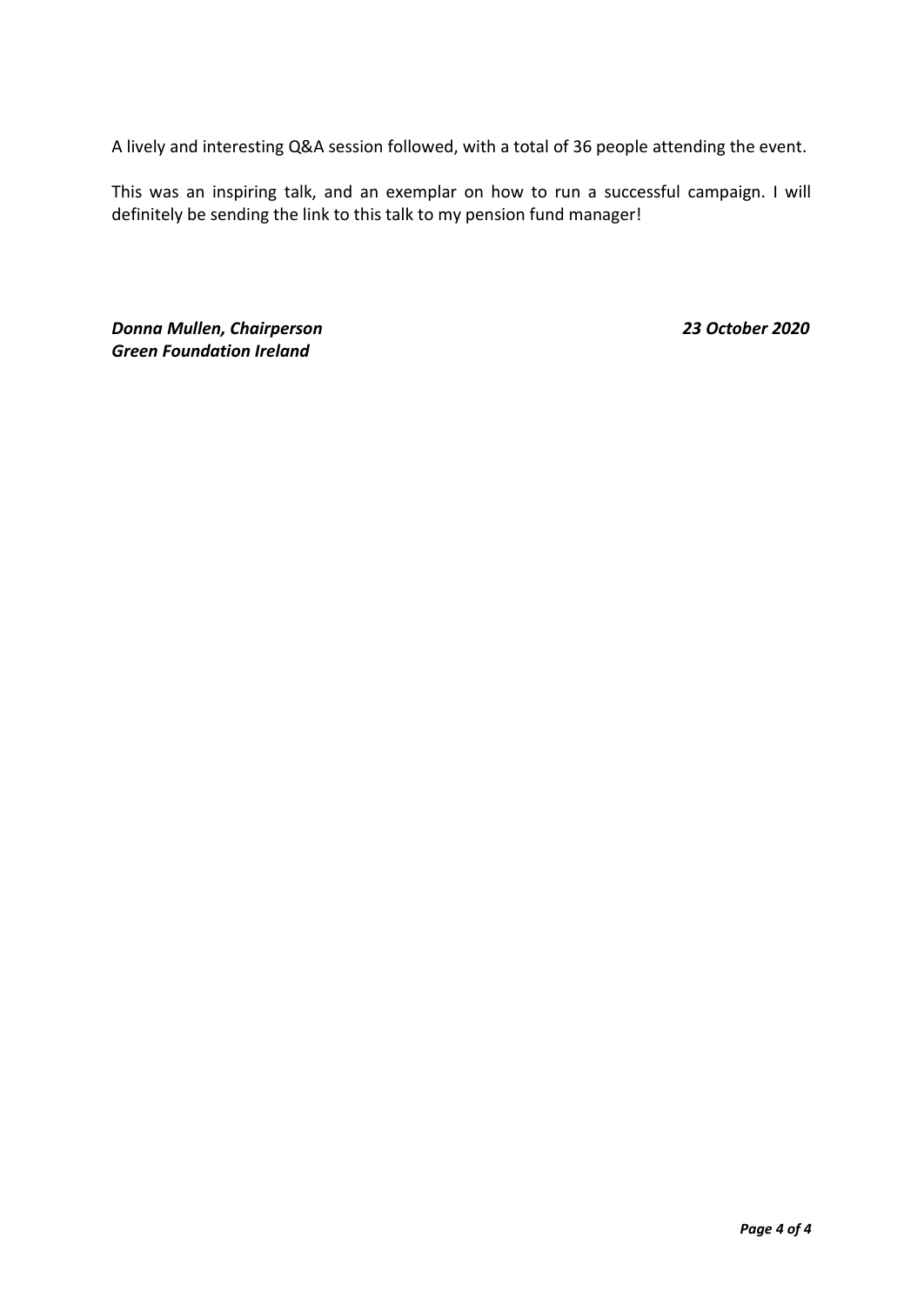A lively and interesting Q&A session followed, with a total of 36 people attending the event.

This was an inspiring talk, and an exemplar on how to run a successful campaign. I will definitely be sending the link to this talk to my pension fund manager!

***Donna Mullen, Chairperson*** ***23 October 2020***
***Green Foundation Ireland***